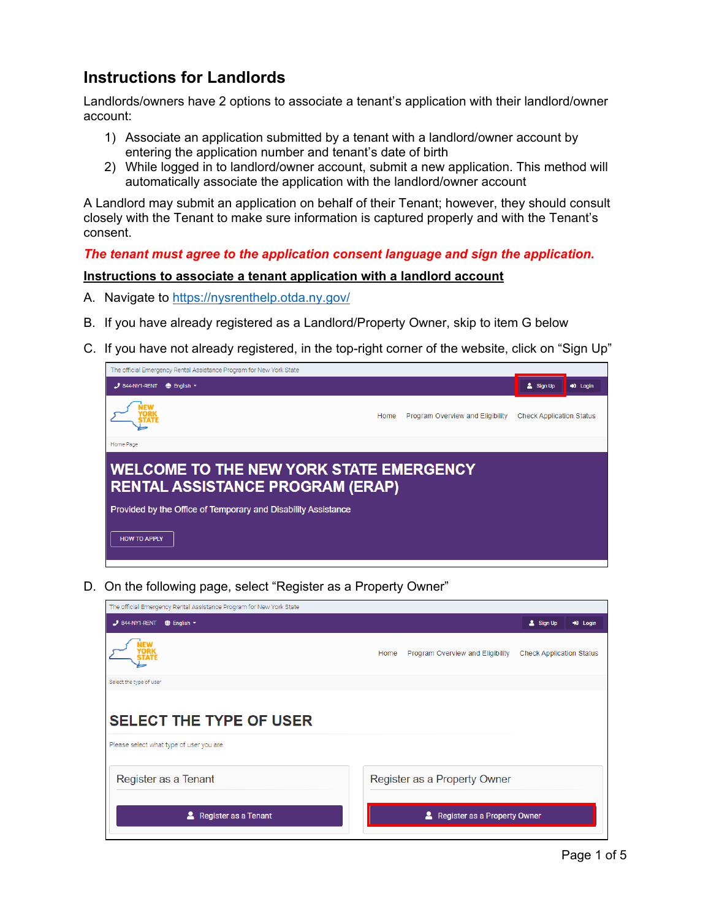# Instructions for Landlords

Landlords/owners have 2 options to associate a tenant's application with their landlord/owner account:

1) Associate an application submitted by a tenant with a landlord/owner account by entering the application number and tenant's date of birth
2) While logged in to landlord/owner account, submit a new application. This method will automatically associate the application with the landlord/owner account

A Landlord may submit an application on behalf of their Tenant; however, they should consult closely with the Tenant to make sure information is captured properly and with the Tenant's consent.

***The tenant must agree to the application consent language and sign the application.***

**Instructions to associate a tenant application with a landlord account**

A. Navigate to https://nysrenthelp.otda.ny.gov/

B. If you have already registered as a Landlord/Property Owner, skip to item G below

C. If you have not already registered, in the top-right corner of the website, click on "Sign Up"

D. On the following page, select "Register as a Property Owner"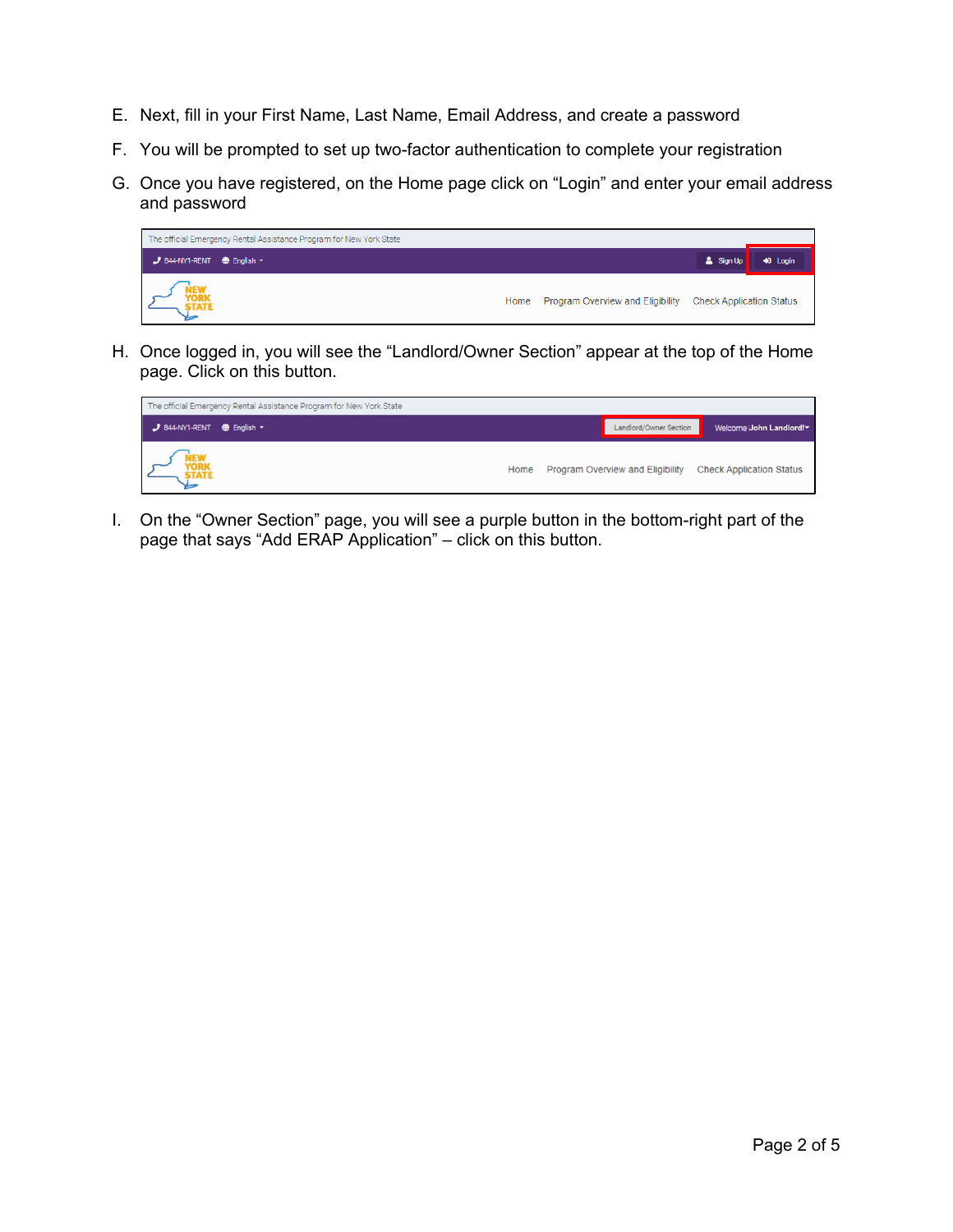E. Next, fill in your First Name, Last Name, Email Address, and create a password

F. You will be prompted to set up two-factor authentication to complete your registration

G. Once you have registered, on the Home page click on "Login" and enter your email address and password

H. Once logged in, you will see the "Landlord/Owner Section" appear at the top of the Home page. Click on this button.

I. On the "Owner Section" page, you will see a purple button in the bottom-right part of the page that says "Add ERAP Application" – click on this button.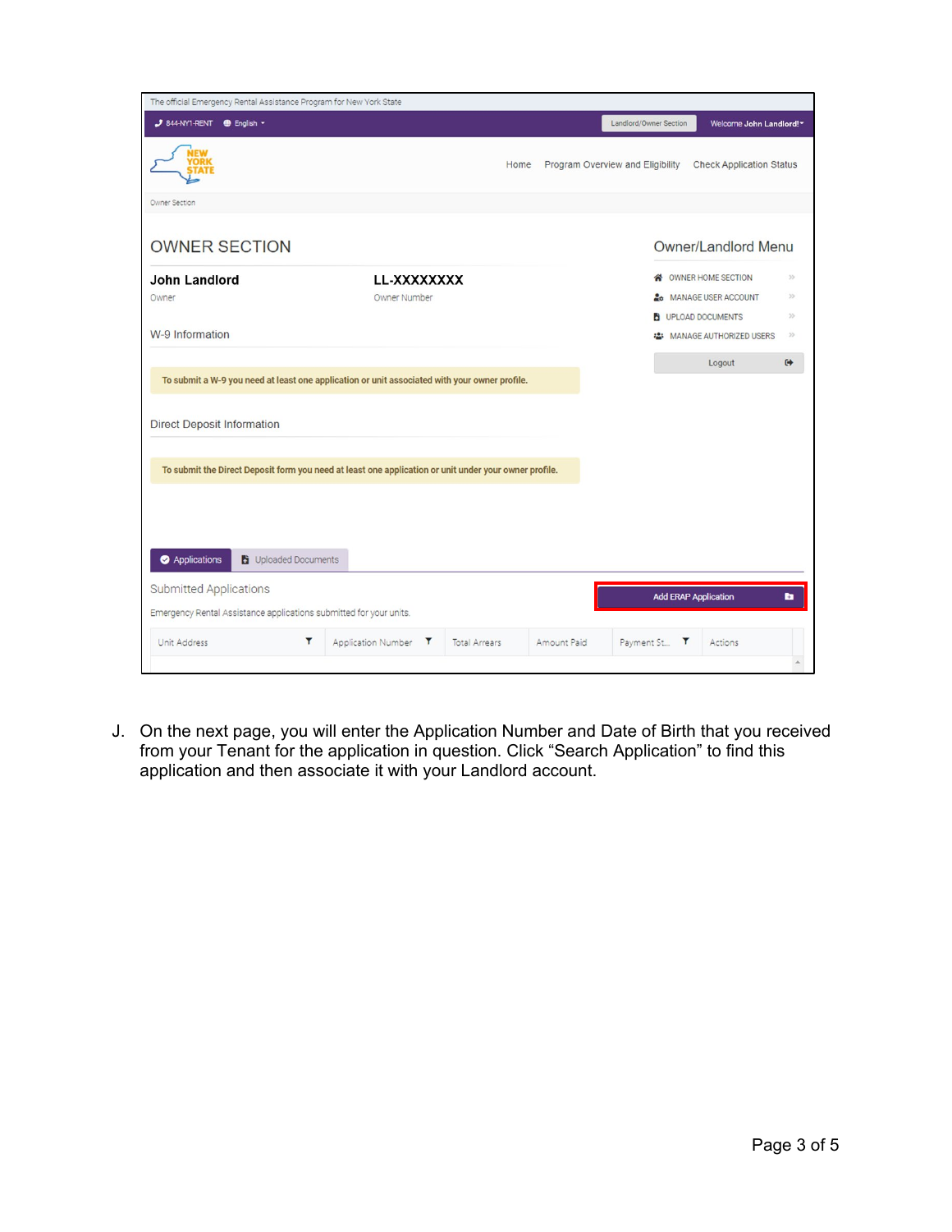J. On the next page, you will enter the Application Number and Date of Birth that you received from your Tenant for the application in question. Click "Search Application" to find this application and then associate it with your Landlord account.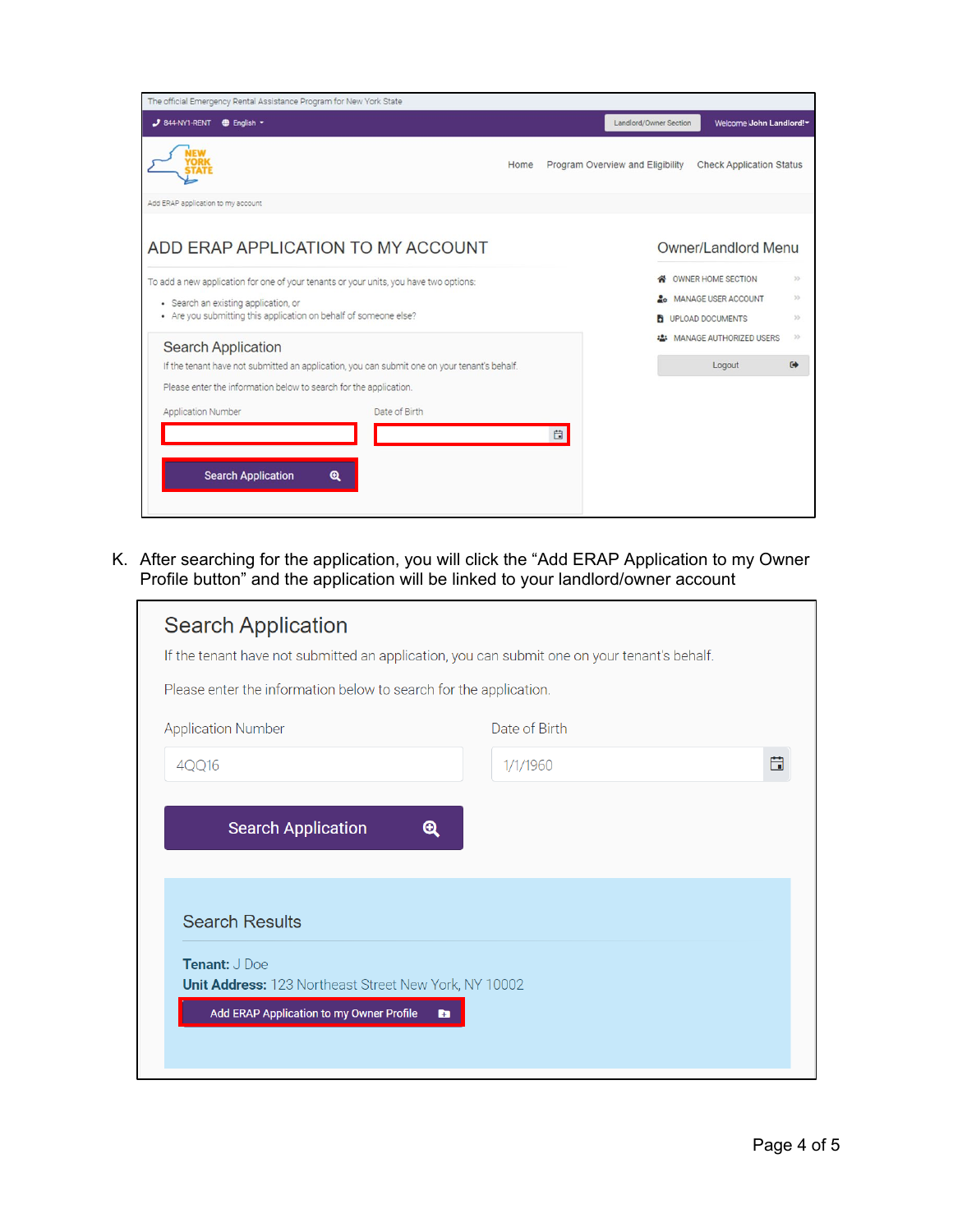The official Emergency Rental Assistance Program for New York State

844-NY1-RENT | English | Landlord/Owner Section | Welcome John Landlord!

Home | Program Overview and Eligibility | Check Application Status

Add ERAP application to my account

## ADD ERAP APPLICATION TO MY ACCOUNT

To add a new application for one of your tenants or your units, you have two options:

- Search an existing application, or
- Are you submitting this application on behalf of someone else?

### Search Application

If the tenant have not submitted an application, you can submit one on your tenant's behalf.

Please enter the information below to search for the application.

Application Number | Date of Birth

Search Application

### Owner/Landlord Menu

- OWNER HOME SECTION
- MANAGE USER ACCOUNT
- UPLOAD DOCUMENTS
- MANAGE AUTHORIZED USERS

Logout

K. After searching for the application, you will click the "Add ERAP Application to my Owner Profile button" and the application will be linked to your landlord/owner account

### Search Application

If the tenant have not submitted an application, you can submit one on your tenant's behalf.

Please enter the information below to search for the application.

Application Number: 4QQ16

Date of Birth: 1/1/1960

Search Application

#### Search Results

**Tenant:** J Doe
**Unit Address:** 123 Northeast Street New York, NY 10002

Add ERAP Application to my Owner Profile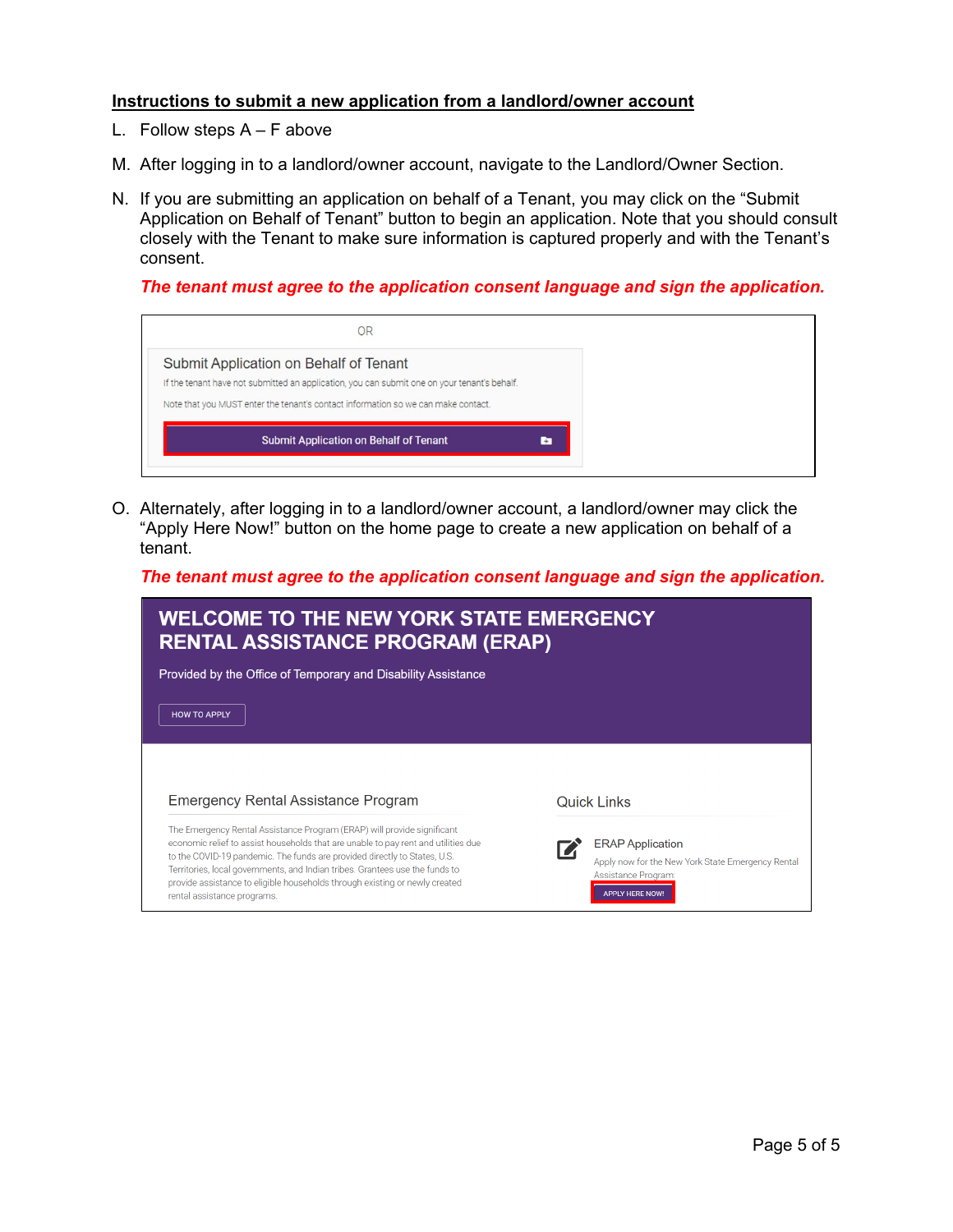**Instructions to submit a new application from a landlord/owner account**

L. Follow steps A – F above

M. After logging in to a landlord/owner account, navigate to the Landlord/Owner Section.

N. If you are submitting an application on behalf of a Tenant, you may click on the "Submit Application on Behalf of Tenant" button to begin an application. Note that you should consult closely with the Tenant to make sure information is captured properly and with the Tenant's consent.

***The tenant must agree to the application consent language and sign the application.***

OR

Submit Application on Behalf of Tenant

If the tenant have not submitted an application, you can submit one on your tenant's behalf.

Note that you MUST enter the tenant's contact information so we can make contact.

Submit Application on Behalf of Tenant

O. Alternately, after logging in to a landlord/owner account, a landlord/owner may click the "Apply Here Now!" button on the home page to create a new application on behalf of a tenant.

***The tenant must agree to the application consent language and sign the application.***

WELCOME TO THE NEW YORK STATE EMERGENCY RENTAL ASSISTANCE PROGRAM (ERAP)

Provided by the Office of Temporary and Disability Assistance

HOW TO APPLY

Emergency Rental Assistance Program

The Emergency Rental Assistance Program (ERAP) will provide significant economic relief to assist households that are unable to pay rent and utilities due to the COVID-19 pandemic. The funds are provided directly to States, U.S. Territories, local governments, and Indian tribes. Grantees use the funds to provide assistance to eligible households through existing or newly created rental assistance programs.

Quick Links

ERAP Application

Apply now for the New York State Emergency Rental Assistance Program

APPLY HERE NOW!